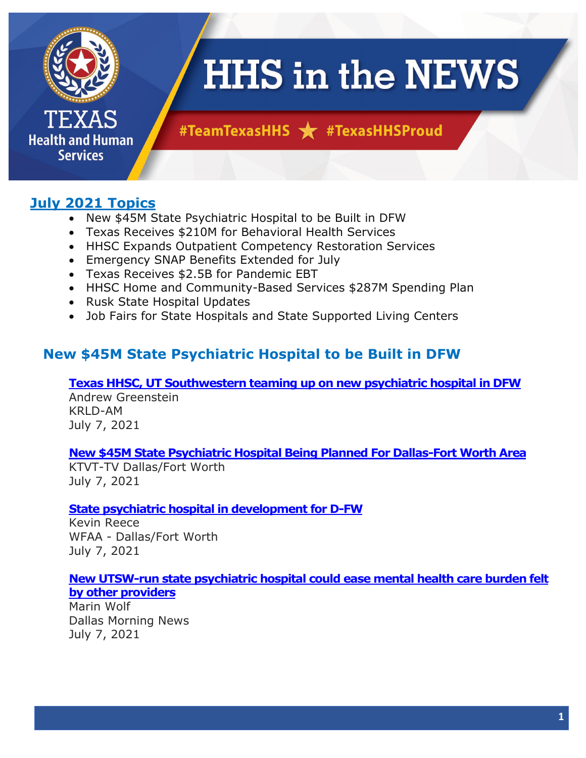# HHS in the NEWS

TEXAS Health and Human Services

#TeamTexasHHS ★ #TexasHHSProud

## July 2021 Topics

- New $45M State Psychiatric Hospital to be Built in DFW
- Texas Receives $210M for Behavioral Health Services
- HHSC Expands Outpatient Competency Restoration Services
- Emergency SNAP Benefits Extended for July
- Texas Receives $2.5B for Pandemic EBT
- HHSC Home and Community-Based Services $287M Spending Plan
- Rusk State Hospital Updates
- Job Fairs for State Hospitals and State Supported Living Centers

## New $45M State Psychiatric Hospital to be Built in DFW

**Texas HHSC, UT Southwestern teaming up on new psychiatric hospital in DFW**
Andrew Greenstein
KRLD-AM
July 7, 2021

**New $45M State Psychiatric Hospital Being Planned For Dallas-Fort Worth Area**
KTVT-TV Dallas/Fort Worth
July 7, 2021

**State psychiatric hospital in development for D-FW**
Kevin Reece
WFAA - Dallas/Fort Worth
July 7, 2021

**New UTSW-run state psychiatric hospital could ease mental health care burden felt by other providers**
Marin Wolf
Dallas Morning News
July 7, 2021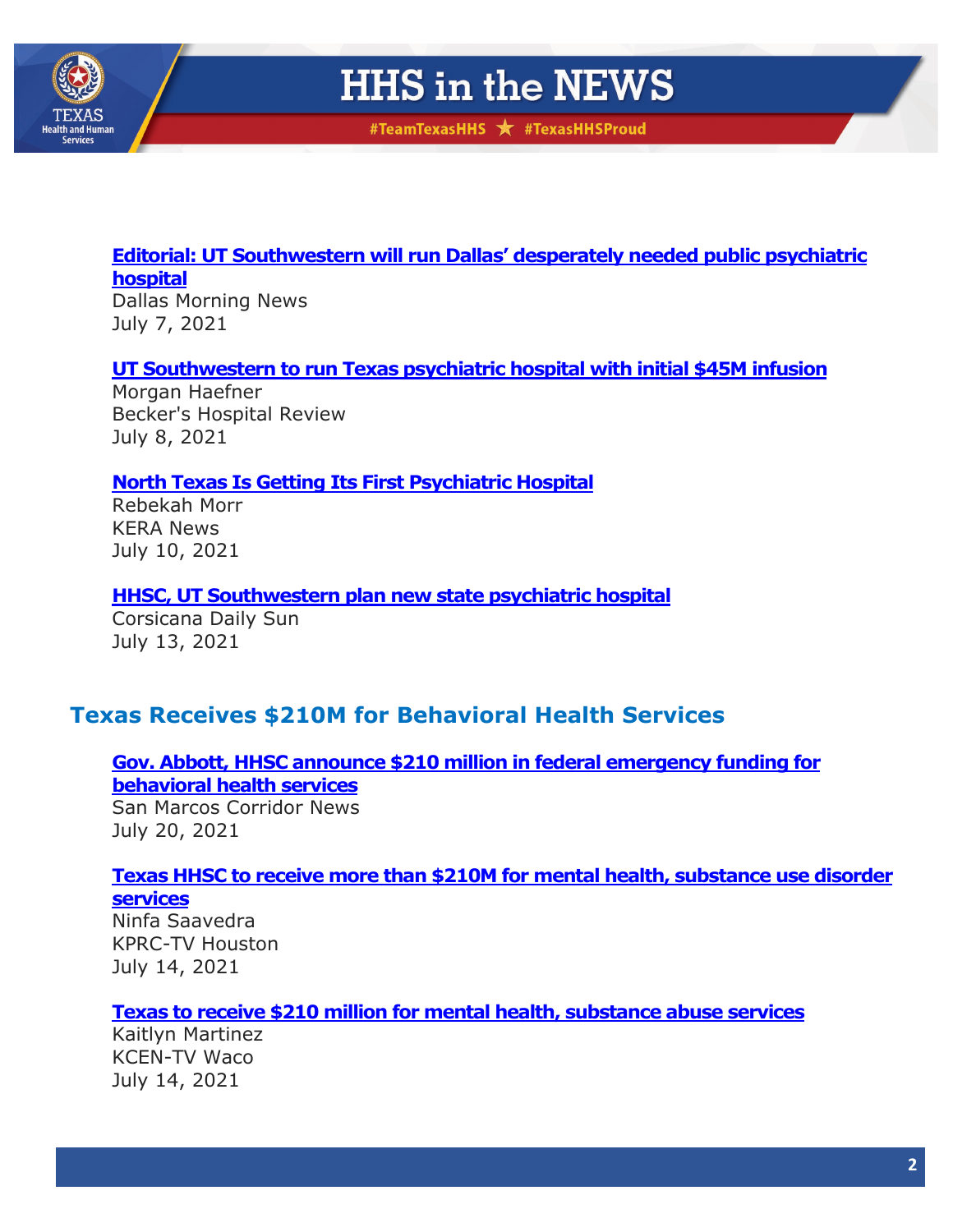**Editorial: UT Southwestern will run Dallas' desperately needed public psychiatric hospital**
Dallas Morning News
July 7, 2021

**UT Southwestern to run Texas psychiatric hospital with initial $45M infusion**
Morgan Haefner
Becker's Hospital Review
July 8, 2021

**North Texas Is Getting Its First Psychiatric Hospital**
Rebekah Morr
KERA News
July 10, 2021

**HHSC, UT Southwestern plan new state psychiatric hospital**
Corsicana Daily Sun
July 13, 2021

## Texas Receives $210M for Behavioral Health Services

**Gov. Abbott, HHSC announce $210 million in federal emergency funding for behavioral health services**
San Marcos Corridor News
July 20, 2021

**Texas HHSC to receive more than $210M for mental health, substance use disorder services**
Ninfa Saavedra
KPRC-TV Houston
July 14, 2021

**Texas to receive $210 million for mental health, substance abuse services**
Kaitlyn Martinez
KCEN-TV Waco
July 14, 2021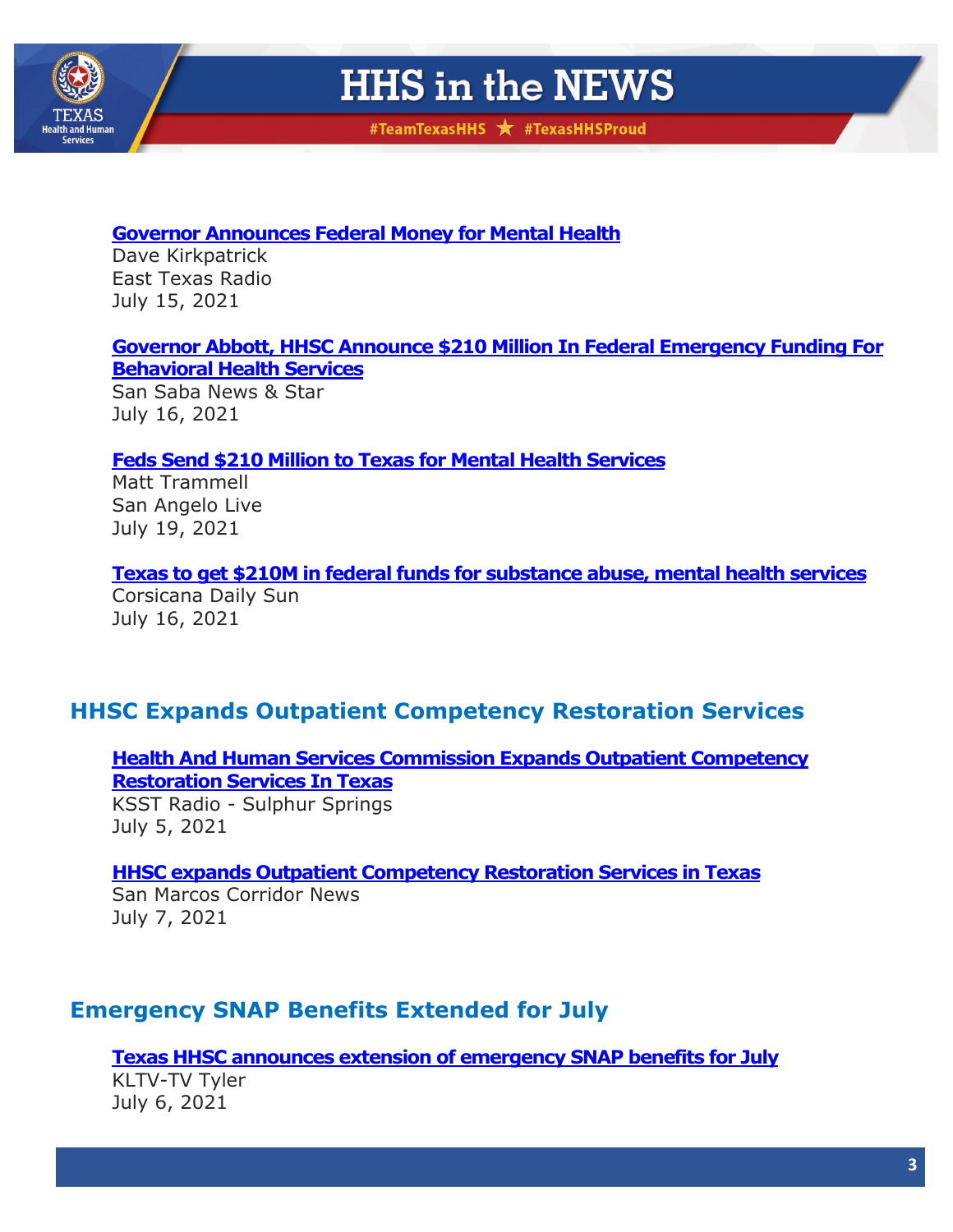**Governor Announces Federal Money for Mental Health**
Dave Kirkpatrick
East Texas Radio
July 15, 2021

**Governor Abbott, HHSC Announce $210 Million In Federal Emergency Funding For Behavioral Health Services**
San Saba News & Star
July 16, 2021

**Feds Send $210 Million to Texas for Mental Health Services**
Matt Trammell
San Angelo Live
July 19, 2021

**Texas to get $210M in federal funds for substance abuse, mental health services**
Corsicana Daily Sun
July 16, 2021

## HHSC Expands Outpatient Competency Restoration Services

**Health And Human Services Commission Expands Outpatient Competency Restoration Services In Texas**
KSST Radio - Sulphur Springs
July 5, 2021

**HHSC expands Outpatient Competency Restoration Services in Texas**
San Marcos Corridor News
July 7, 2021

## Emergency SNAP Benefits Extended for July

**Texas HHSC announces extension of emergency SNAP benefits for July**
KLTV-TV Tyler
July 6, 2021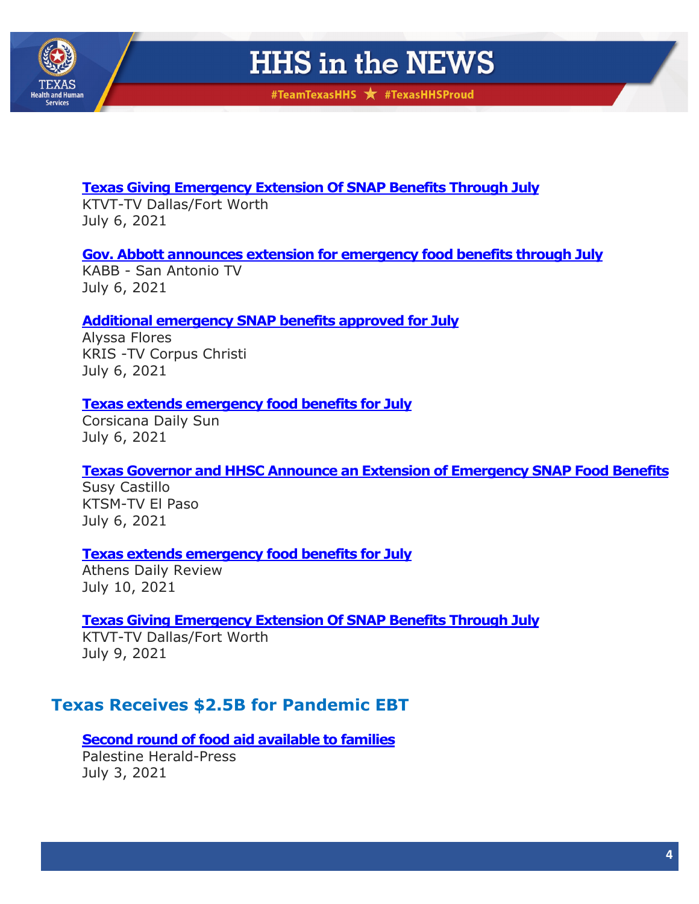**Texas Giving Emergency Extension Of SNAP Benefits Through July**
KTVT-TV Dallas/Fort Worth
July 6, 2021

**Gov. Abbott announces extension for emergency food benefits through July**
KABB - San Antonio TV
July 6, 2021

**Additional emergency SNAP benefits approved for July**
Alyssa Flores
KRIS -TV Corpus Christi
July 6, 2021

**Texas extends emergency food benefits for July**
Corsicana Daily Sun
July 6, 2021

**Texas Governor and HHSC Announce an Extension of Emergency SNAP Food Benefits**
Susy Castillo
KTSM-TV El Paso
July 6, 2021

**Texas extends emergency food benefits for July**
Athens Daily Review
July 10, 2021

**Texas Giving Emergency Extension Of SNAP Benefits Through July**
KTVT-TV Dallas/Fort Worth
July 9, 2021

## Texas Receives $2.5B for Pandemic EBT

**Second round of food aid available to families**
Palestine Herald-Press
July 3, 2021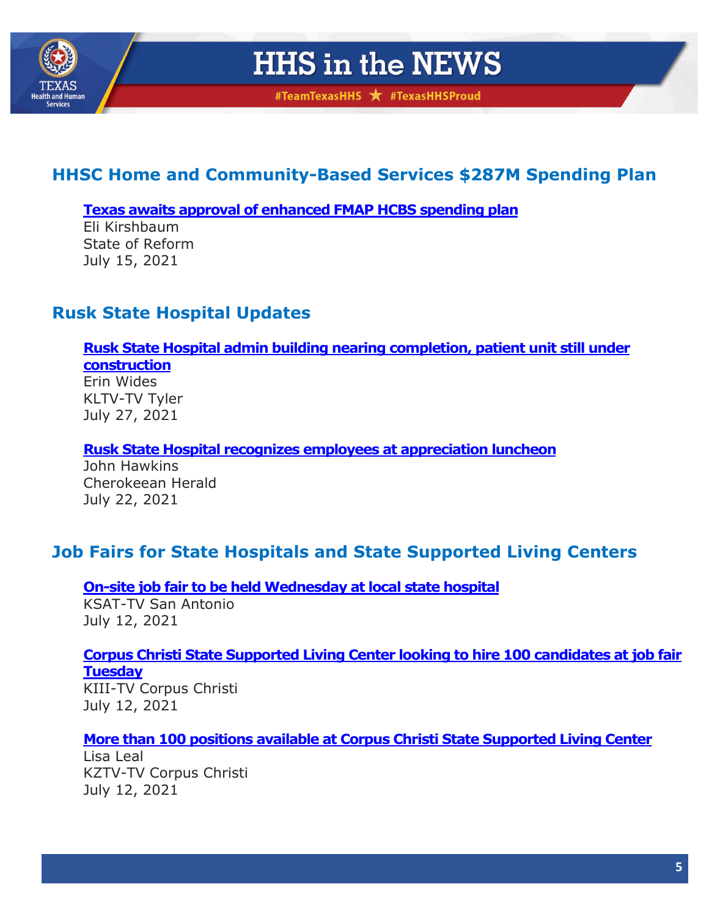## HHSC Home and Community-Based Services $287M Spending Plan

**Texas awaits approval of enhanced FMAP HCBS spending plan**
Eli Kirshbaum
State of Reform
July 15, 2021

## Rusk State Hospital Updates

**Rusk State Hospital admin building nearing completion, patient unit still under construction**
Erin Wides
KLTV-TV Tyler
July 27, 2021

**Rusk State Hospital recognizes employees at appreciation luncheon**
John Hawkins
Cherokeean Herald
July 22, 2021

## Job Fairs for State Hospitals and State Supported Living Centers

**On-site job fair to be held Wednesday at local state hospital**
KSAT-TV San Antonio
July 12, 2021

**Corpus Christi State Supported Living Center looking to hire 100 candidates at job fair Tuesday**
KIII-TV Corpus Christi
July 12, 2021

**More than 100 positions available at Corpus Christi State Supported Living Center**
Lisa Leal
KZTV-TV Corpus Christi
July 12, 2021